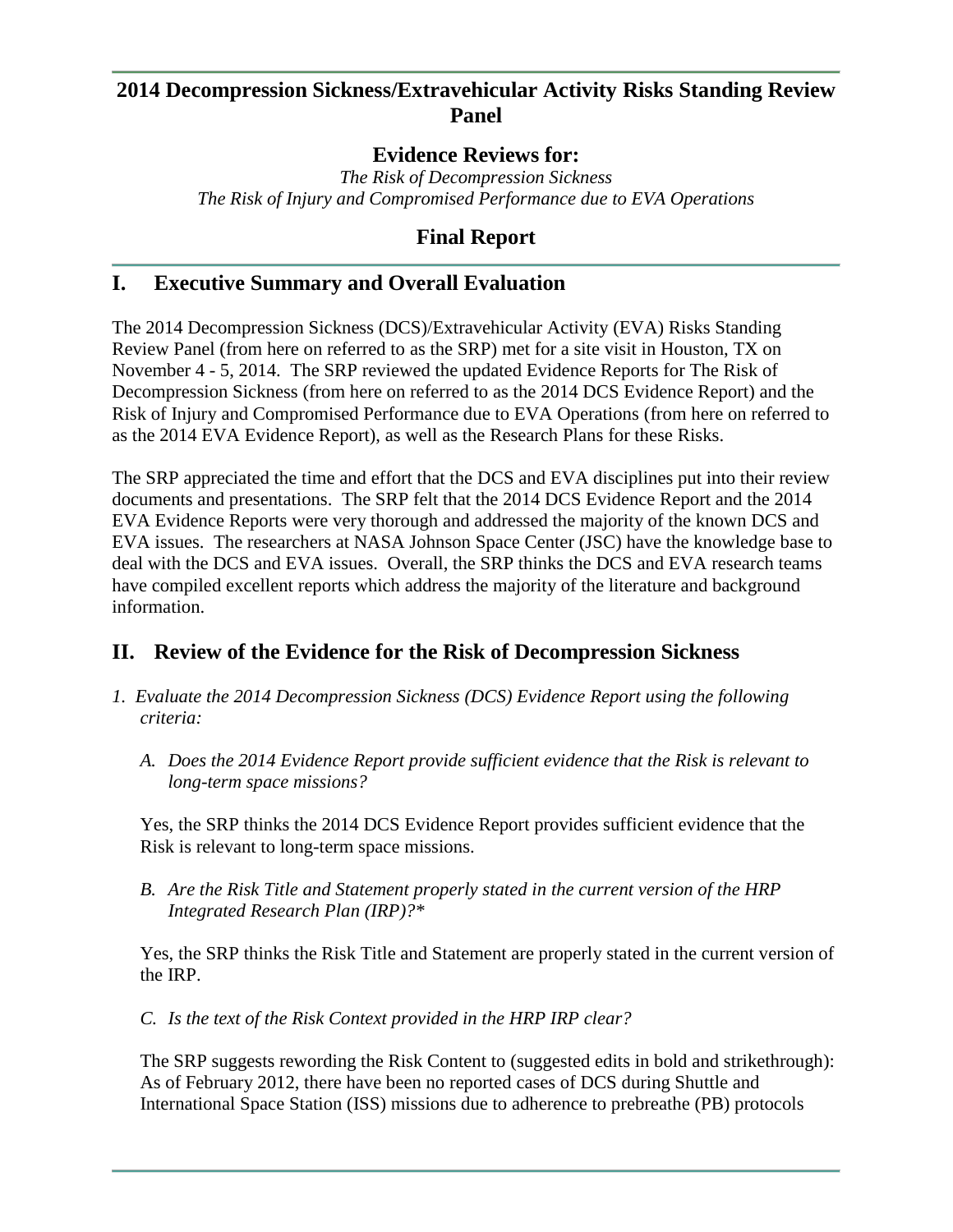# 2014 Decompression Sickness/Extravehicular Activity Risks Standing Review Panel

## Evidence Reviews for:

*The Risk of Decompression Sickness*
*The Risk of Injury and Compromised Performance due to EVA Operations*

## Final Report

## I. Executive Summary and Overall Evaluation

The 2014 Decompression Sickness (DCS)/Extravehicular Activity (EVA) Risks Standing Review Panel (from here on referred to as the SRP) met for a site visit in Houston, TX on November 4 - 5, 2014. The SRP reviewed the updated Evidence Reports for The Risk of Decompression Sickness (from here on referred to as the 2014 DCS Evidence Report) and the Risk of Injury and Compromised Performance due to EVA Operations (from here on referred to as the 2014 EVA Evidence Report), as well as the Research Plans for these Risks.

The SRP appreciated the time and effort that the DCS and EVA disciplines put into their review documents and presentations. The SRP felt that the 2014 DCS Evidence Report and the 2014 EVA Evidence Reports were very thorough and addressed the majority of the known DCS and EVA issues. The researchers at NASA Johnson Space Center (JSC) have the knowledge base to deal with the DCS and EVA issues. Overall, the SRP thinks the DCS and EVA research teams have compiled excellent reports which address the majority of the literature and background information.

## II. Review of the Evidence for the Risk of Decompression Sickness

*1. Evaluate the 2014 Decompression Sickness (DCS) Evidence Report using the following criteria:*

*A. Does the 2014 Evidence Report provide sufficient evidence that the Risk is relevant to long-term space missions?*

Yes, the SRP thinks the 2014 DCS Evidence Report provides sufficient evidence that the Risk is relevant to long-term space missions.

*B. Are the Risk Title and Statement properly stated in the current version of the HRP Integrated Research Plan (IRP)?\**

Yes, the SRP thinks the Risk Title and Statement are properly stated in the current version of the IRP.

*C. Is the text of the Risk Context provided in the HRP IRP clear?*

The SRP suggests rewording the Risk Content to (suggested edits in bold and strikethrough): As of February 2012, there have been no reported cases of DCS during Shuttle and International Space Station (ISS) missions due to adherence to prebreathe (PB) protocols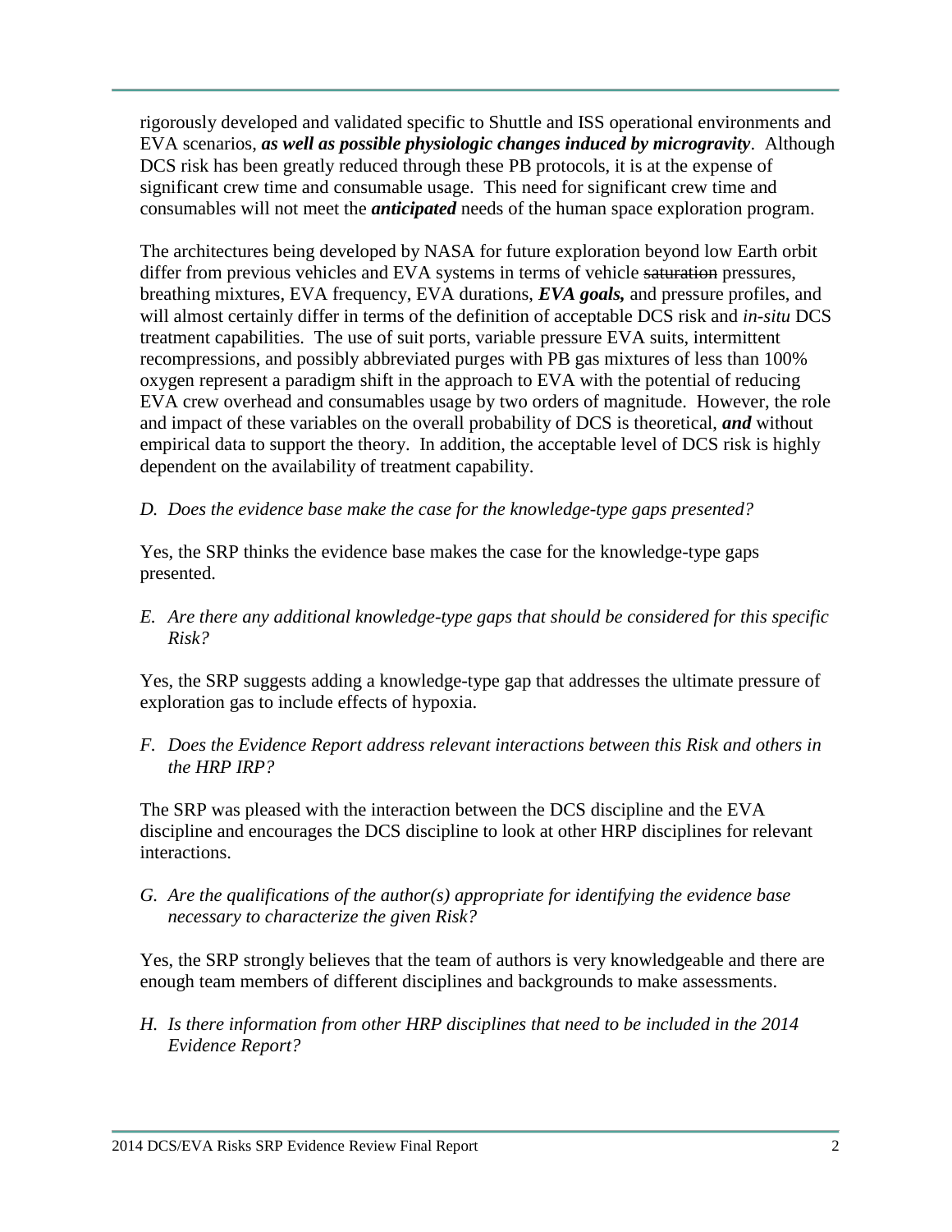rigorously developed and validated specific to Shuttle and ISS operational environments and EVA scenarios, ***as well as possible physiologic changes induced by microgravity***. Although DCS risk has been greatly reduced through these PB protocols, it is at the expense of significant crew time and consumable usage. This need for significant crew time and consumables will not meet the ***anticipated*** needs of the human space exploration program.

The architectures being developed by NASA for future exploration beyond low Earth orbit differ from previous vehicles and EVA systems in terms of vehicle ~~saturation~~ pressures, breathing mixtures, EVA frequency, EVA durations, ***EVA goals,*** and pressure profiles, and will almost certainly differ in terms of the definition of acceptable DCS risk and *in-situ* DCS treatment capabilities. The use of suit ports, variable pressure EVA suits, intermittent recompressions, and possibly abbreviated purges with PB gas mixtures of less than 100% oxygen represent a paradigm shift in the approach to EVA with the potential of reducing EVA crew overhead and consumables usage by two orders of magnitude. However, the role and impact of these variables on the overall probability of DCS is theoretical, ***and*** without empirical data to support the theory. In addition, the acceptable level of DCS risk is highly dependent on the availability of treatment capability.

*D. Does the evidence base make the case for the knowledge-type gaps presented?*

Yes, the SRP thinks the evidence base makes the case for the knowledge-type gaps presented.

*E. Are there any additional knowledge-type gaps that should be considered for this specific Risk?*

Yes, the SRP suggests adding a knowledge-type gap that addresses the ultimate pressure of exploration gas to include effects of hypoxia.

*F. Does the Evidence Report address relevant interactions between this Risk and others in the HRP IRP?*

The SRP was pleased with the interaction between the DCS discipline and the EVA discipline and encourages the DCS discipline to look at other HRP disciplines for relevant interactions.

*G. Are the qualifications of the author(s) appropriate for identifying the evidence base necessary to characterize the given Risk?*

Yes, the SRP strongly believes that the team of authors is very knowledgeable and there are enough team members of different disciplines and backgrounds to make assessments.

*H. Is there information from other HRP disciplines that need to be included in the 2014 Evidence Report?*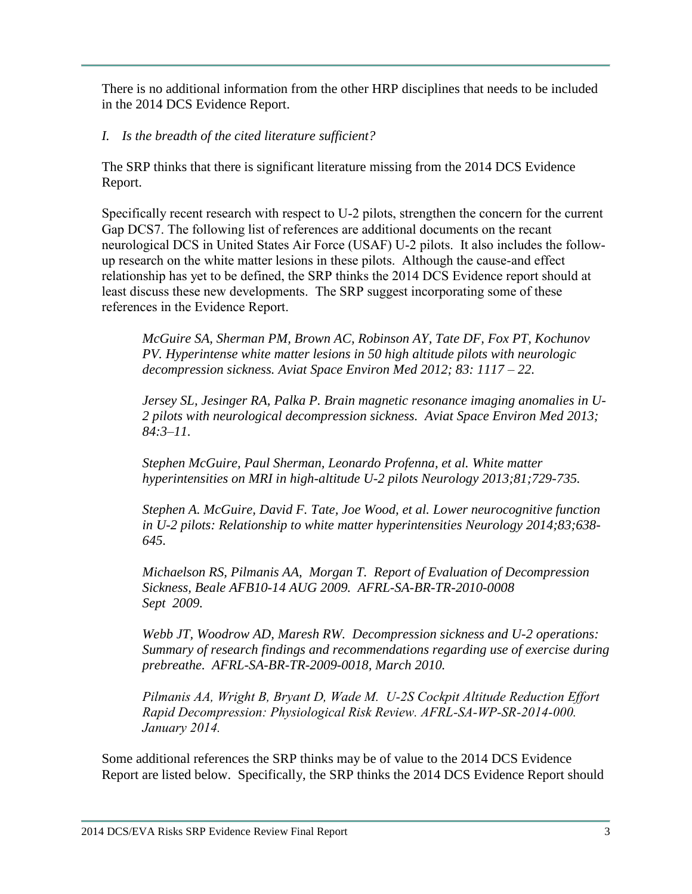There is no additional information from the other HRP disciplines that needs to be included in the 2014 DCS Evidence Report.

*I. Is the breadth of the cited literature sufficient?*

The SRP thinks that there is significant literature missing from the 2014 DCS Evidence Report.

Specifically recent research with respect to U-2 pilots, strengthen the concern for the current Gap DCS7. The following list of references are additional documents on the recant neurological DCS in United States Air Force (USAF) U-2 pilots. It also includes the follow-up research on the white matter lesions in these pilots. Although the cause-and effect relationship has yet to be defined, the SRP thinks the 2014 DCS Evidence report should at least discuss these new developments. The SRP suggest incorporating some of these references in the Evidence Report.

> *McGuire SA, Sherman PM, Brown AC, Robinson AY, Tate DF, Fox PT, Kochunov PV. Hyperintense white matter lesions in 50 high altitude pilots with neurologic decompression sickness. Aviat Space Environ Med 2012; 83: 1117 – 22.*
>
> *Jersey SL, Jesinger RA, Palka P. Brain magnetic resonance imaging anomalies in U-2 pilots with neurological decompression sickness. Aviat Space Environ Med 2013; 84:3–11.*
>
> *Stephen McGuire, Paul Sherman, Leonardo Profenna, et al. White matter hyperintensities on MRI in high-altitude U-2 pilots Neurology 2013;81;729-735.*
>
> *Stephen A. McGuire, David F. Tate, Joe Wood, et al. Lower neurocognitive function in U-2 pilots: Relationship to white matter hyperintensities Neurology 2014;83;638-645.*
>
> *Michaelson RS, Pilmanis AA, Morgan T. Report of Evaluation of Decompression Sickness, Beale AFB10-14 AUG 2009. AFRL-SA-BR-TR-2010-0008 Sept 2009.*
>
> *Webb JT, Woodrow AD, Maresh RW. Decompression sickness and U-2 operations: Summary of research findings and recommendations regarding use of exercise during prebreathe. AFRL-SA-BR-TR-2009-0018, March 2010.*
>
> *Pilmanis AA, Wright B, Bryant D, Wade M. U-2S Cockpit Altitude Reduction Effort Rapid Decompression: Physiological Risk Review. AFRL-SA-WP-SR-2014-000. January 2014.*

Some additional references the SRP thinks may be of value to the 2014 DCS Evidence Report are listed below. Specifically, the SRP thinks the 2014 DCS Evidence Report should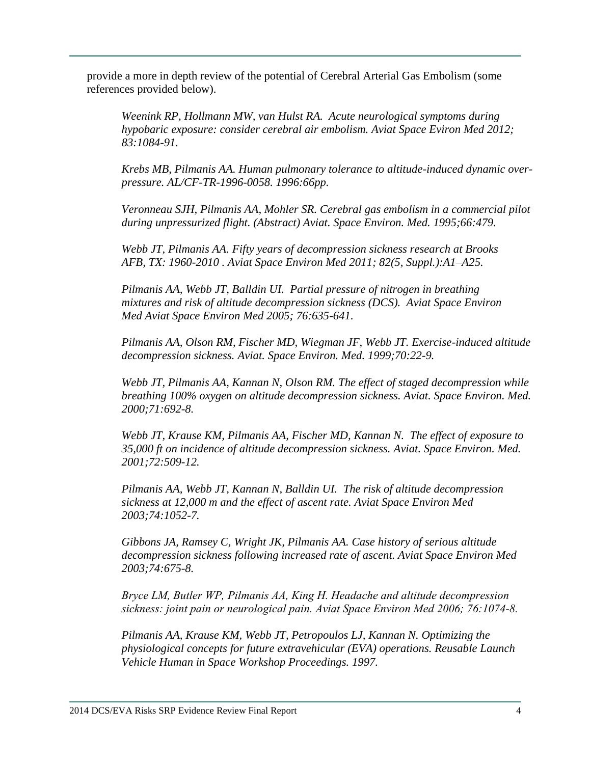provide a more in depth review of the potential of Cerebral Arterial Gas Embolism (some references provided below).

*Weenink RP, Hollmann MW, van Hulst RA. Acute neurological symptoms during hypobaric exposure: consider cerebral air embolism. Aviat Space Eviron Med 2012; 83:1084-91.*

*Krebs MB, Pilmanis AA. Human pulmonary tolerance to altitude-induced dynamic over-pressure. AL/CF-TR-1996-0058. 1996:66pp.*

*Veronneau SJH, Pilmanis AA, Mohler SR. Cerebral gas embolism in a commercial pilot during unpressurized flight. (Abstract) Aviat. Space Environ. Med. 1995;66:479.*

*Webb JT, Pilmanis AA. Fifty years of decompression sickness research at Brooks AFB, TX: 1960-2010 . Aviat Space Environ Med 2011; 82(5, Suppl.):A1–A25.*

*Pilmanis AA, Webb JT, Balldin UI. Partial pressure of nitrogen in breathing mixtures and risk of altitude decompression sickness (DCS). Aviat Space Environ Med Aviat Space Environ Med 2005; 76:635-641.*

*Pilmanis AA, Olson RM, Fischer MD, Wiegman JF, Webb JT. Exercise-induced altitude decompression sickness. Aviat. Space Environ. Med. 1999;70:22-9.*

*Webb JT, Pilmanis AA, Kannan N, Olson RM. The effect of staged decompression while breathing 100% oxygen on altitude decompression sickness. Aviat. Space Environ. Med. 2000;71:692-8.*

*Webb JT, Krause KM, Pilmanis AA, Fischer MD, Kannan N. The effect of exposure to 35,000 ft on incidence of altitude decompression sickness. Aviat. Space Environ. Med. 2001;72:509-12.*

*Pilmanis AA, Webb JT, Kannan N, Balldin UI. The risk of altitude decompression sickness at 12,000 m and the effect of ascent rate. Aviat Space Environ Med 2003;74:1052-7.*

*Gibbons JA, Ramsey C, Wright JK, Pilmanis AA. Case history of serious altitude decompression sickness following increased rate of ascent. Aviat Space Environ Med 2003;74:675-8.*

*Bryce LM, Butler WP, Pilmanis AA, King H. Headache and altitude decompression sickness: joint pain or neurological pain. Aviat Space Environ Med 2006; 76:1074-8.*

*Pilmanis AA, Krause KM, Webb JT, Petropoulos LJ, Kannan N. Optimizing the physiological concepts for future extravehicular (EVA) operations. Reusable Launch Vehicle Human in Space Workshop Proceedings. 1997.*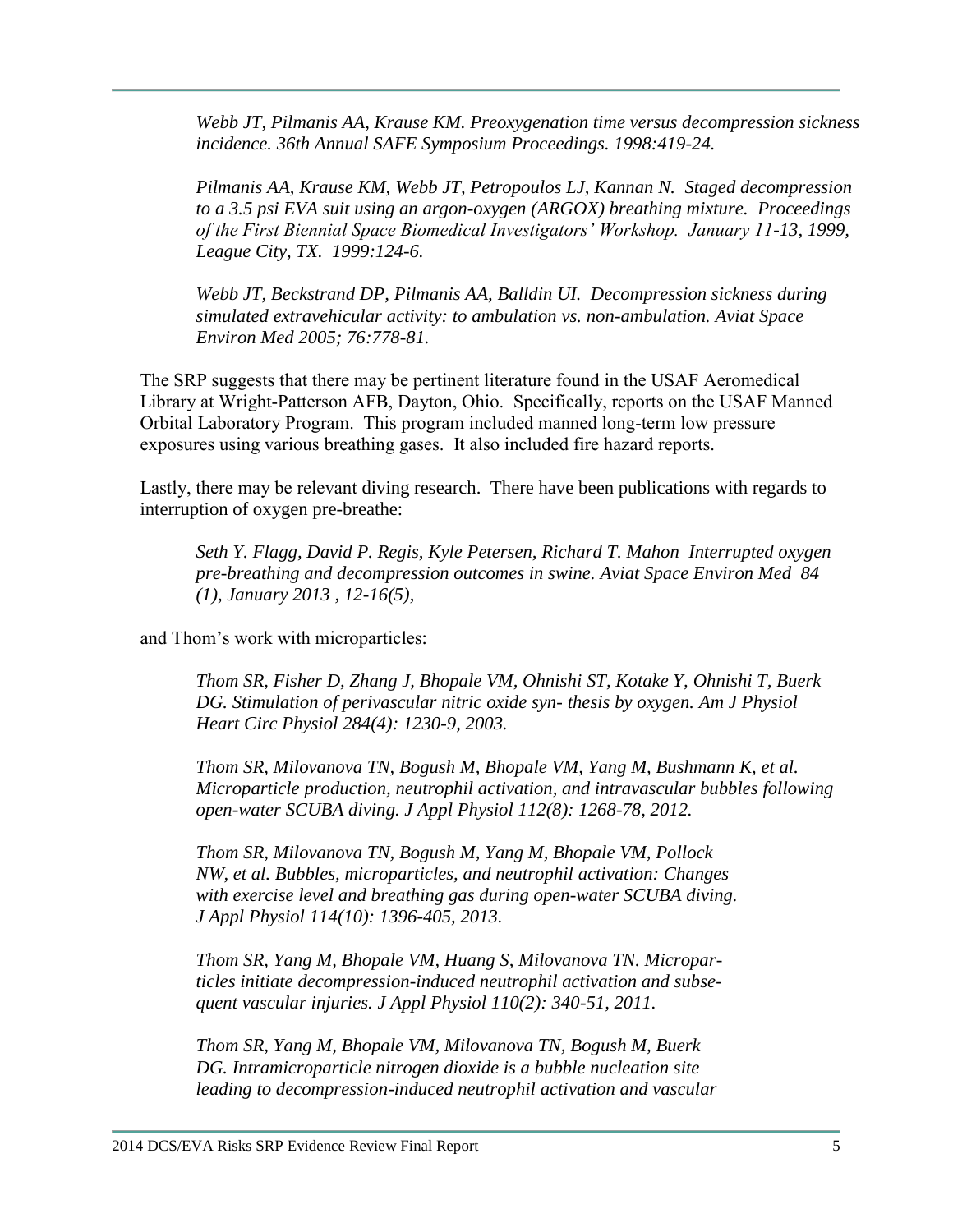*Webb JT, Pilmanis AA, Krause KM. Preoxygenation time versus decompression sickness incidence. 36th Annual SAFE Symposium Proceedings. 1998:419-24.*

*Pilmanis AA, Krause KM, Webb JT, Petropoulos LJ, Kannan N. Staged decompression to a 3.5 psi EVA suit using an argon-oxygen (ARGOX) breathing mixture. Proceedings of the First Biennial Space Biomedical Investigators' Workshop. January 11-13, 1999, League City, TX. 1999:124-6.*

*Webb JT, Beckstrand DP, Pilmanis AA, Balldin UI. Decompression sickness during simulated extravehicular activity: to ambulation vs. non-ambulation. Aviat Space Environ Med 2005; 76:778-81.*

The SRP suggests that there may be pertinent literature found in the USAF Aeromedical Library at Wright-Patterson AFB, Dayton, Ohio. Specifically, reports on the USAF Manned Orbital Laboratory Program. This program included manned long-term low pressure exposures using various breathing gases. It also included fire hazard reports.

Lastly, there may be relevant diving research. There have been publications with regards to interruption of oxygen pre-breathe:

*Seth Y. Flagg, David P. Regis, Kyle Petersen, Richard T. Mahon Interrupted oxygen pre-breathing and decompression outcomes in swine. Aviat Space Environ Med 84 (1), January 2013 , 12-16(5),*

and Thom's work with microparticles:

*Thom SR, Fisher D, Zhang J, Bhopale VM, Ohnishi ST, Kotake Y, Ohnishi T, Buerk DG. Stimulation of perivascular nitric oxide syn- thesis by oxygen. Am J Physiol Heart Circ Physiol 284(4): 1230-9, 2003.*

*Thom SR, Milovanova TN, Bogush M, Bhopale VM, Yang M, Bushmann K, et al. Microparticle production, neutrophil activation, and intravascular bubbles following open-water SCUBA diving. J Appl Physiol 112(8): 1268-78, 2012.*

*Thom SR, Milovanova TN, Bogush M, Yang M, Bhopale VM, Pollock NW, et al. Bubbles, microparticles, and neutrophil activation: Changes with exercise level and breathing gas during open-water SCUBA diving. J Appl Physiol 114(10): 1396-405, 2013.*

*Thom SR, Yang M, Bhopale VM, Huang S, Milovanova TN. Microparticles initiate decompression-induced neutrophil activation and subsequent vascular injuries. J Appl Physiol 110(2): 340-51, 2011.*

*Thom SR, Yang M, Bhopale VM, Milovanova TN, Bogush M, Buerk DG. Intramicroparticle nitrogen dioxide is a bubble nucleation site leading to decompression-induced neutrophil activation and vascular*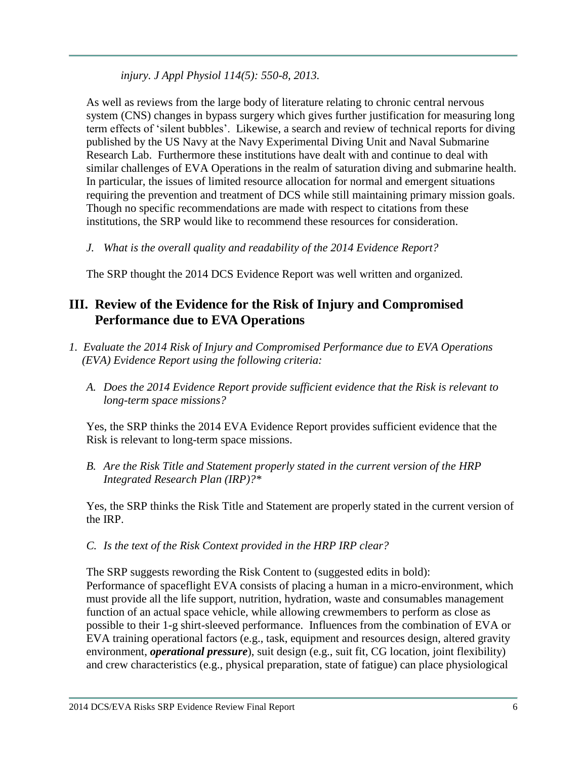*injury. J Appl Physiol 114(5): 550-8, 2013.*

As well as reviews from the large body of literature relating to chronic central nervous system (CNS) changes in bypass surgery which gives further justification for measuring long term effects of 'silent bubbles'. Likewise, a search and review of technical reports for diving published by the US Navy at the Navy Experimental Diving Unit and Naval Submarine Research Lab. Furthermore these institutions have dealt with and continue to deal with similar challenges of EVA Operations in the realm of saturation diving and submarine health. In particular, the issues of limited resource allocation for normal and emergent situations requiring the prevention and treatment of DCS while still maintaining primary mission goals. Though no specific recommendations are made with respect to citations from these institutions, the SRP would like to recommend these resources for consideration.

*J. What is the overall quality and readability of the 2014 Evidence Report?*

The SRP thought the 2014 DCS Evidence Report was well written and organized.

## III. Review of the Evidence for the Risk of Injury and Compromised Performance due to EVA Operations

*1. Evaluate the 2014 Risk of Injury and Compromised Performance due to EVA Operations (EVA) Evidence Report using the following criteria:*

*A. Does the 2014 Evidence Report provide sufficient evidence that the Risk is relevant to long-term space missions?*

Yes, the SRP thinks the 2014 EVA Evidence Report provides sufficient evidence that the Risk is relevant to long-term space missions.

*B. Are the Risk Title and Statement properly stated in the current version of the HRP Integrated Research Plan (IRP)?\**

Yes, the SRP thinks the Risk Title and Statement are properly stated in the current version of the IRP.

*C. Is the text of the Risk Context provided in the HRP IRP clear?*

The SRP suggests rewording the Risk Content to (suggested edits in bold):
Performance of spaceflight EVA consists of placing a human in a micro-environment, which must provide all the life support, nutrition, hydration, waste and consumables management function of an actual space vehicle, while allowing crewmembers to perform as close as possible to their 1-g shirt-sleeved performance. Influences from the combination of EVA or EVA training operational factors (e.g., task, equipment and resources design, altered gravity environment, ***operational pressure***), suit design (e.g., suit fit, CG location, joint flexibility) and crew characteristics (e.g., physical preparation, state of fatigue) can place physiological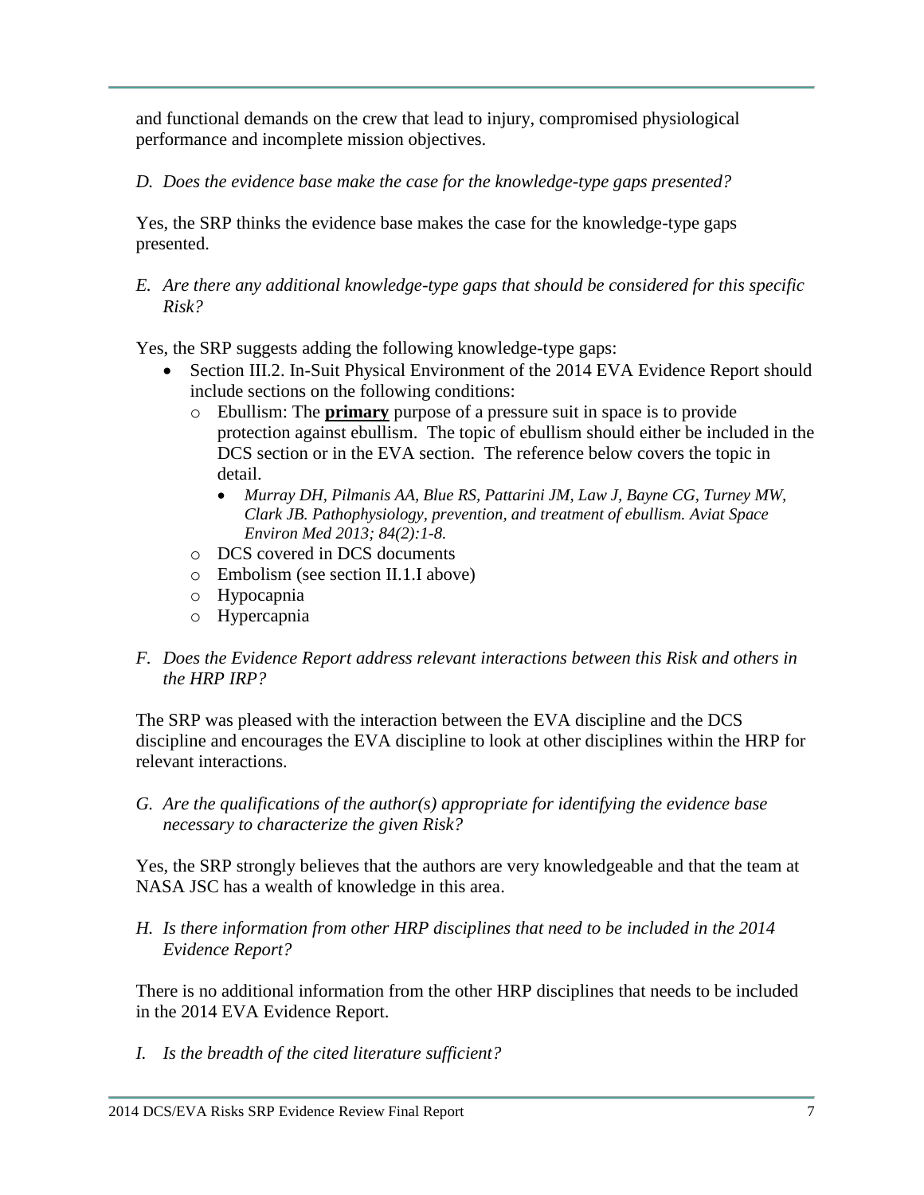and functional demands on the crew that lead to injury, compromised physiological performance and incomplete mission objectives.

*D. Does the evidence base make the case for the knowledge-type gaps presented?*

Yes, the SRP thinks the evidence base makes the case for the knowledge-type gaps presented.

*E. Are there any additional knowledge-type gaps that should be considered for this specific Risk?*

Yes, the SRP suggests adding the following knowledge-type gaps:

- Section III.2. In-Suit Physical Environment of the 2014 EVA Evidence Report should include sections on the following conditions:
  - Ebullism: The **primary** purpose of a pressure suit in space is to provide protection against ebullism. The topic of ebullism should either be included in the DCS section or in the EVA section. The reference below covers the topic in detail.
    - *Murray DH, Pilmanis AA, Blue RS, Pattarini JM, Law J, Bayne CG, Turney MW, Clark JB. Pathophysiology, prevention, and treatment of ebullism. Aviat Space Environ Med 2013; 84(2):1-8.*
  - DCS covered in DCS documents
  - Embolism (see section II.1.I above)
  - Hypocapnia
  - Hypercapnia

*F. Does the Evidence Report address relevant interactions between this Risk and others in the HRP IRP?*

The SRP was pleased with the interaction between the EVA discipline and the DCS discipline and encourages the EVA discipline to look at other disciplines within the HRP for relevant interactions.

*G. Are the qualifications of the author(s) appropriate for identifying the evidence base necessary to characterize the given Risk?*

Yes, the SRP strongly believes that the authors are very knowledgeable and that the team at NASA JSC has a wealth of knowledge in this area.

*H. Is there information from other HRP disciplines that need to be included in the 2014 Evidence Report?*

There is no additional information from the other HRP disciplines that needs to be included in the 2014 EVA Evidence Report.

*I. Is the breadth of the cited literature sufficient?*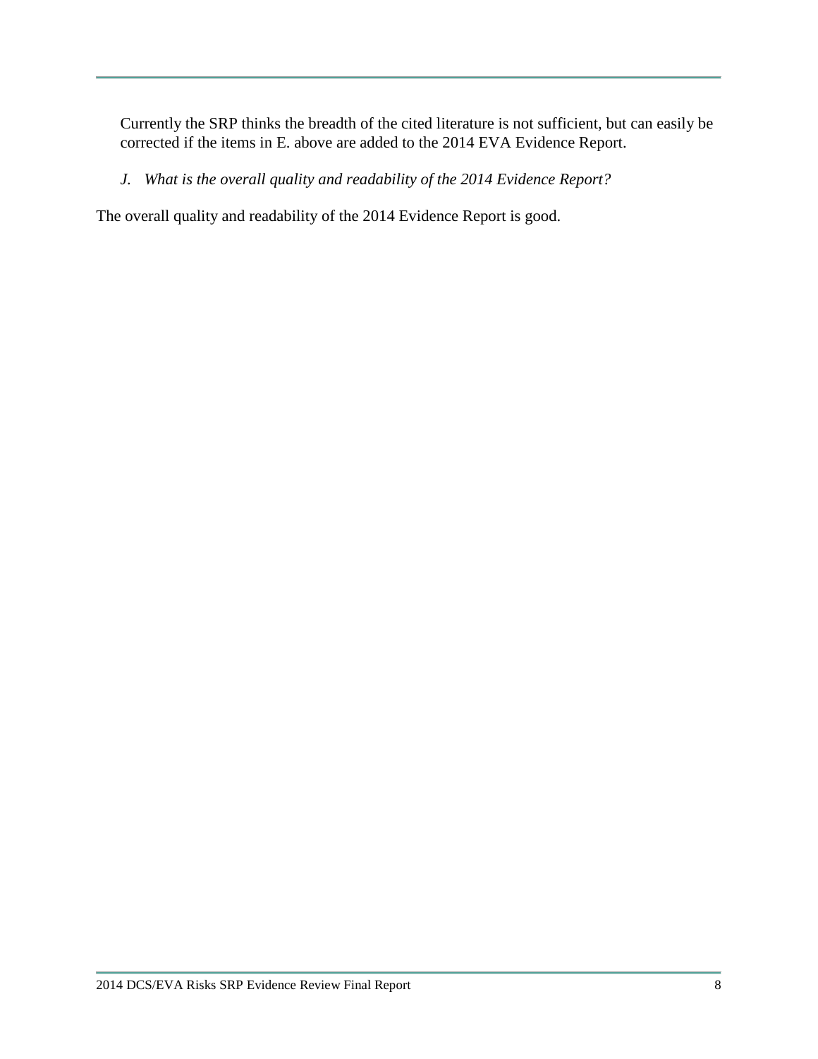Currently the SRP thinks the breadth of the cited literature is not sufficient, but can easily be corrected if the items in E. above are added to the 2014 EVA Evidence Report.

*J. What is the overall quality and readability of the 2014 Evidence Report?*

The overall quality and readability of the 2014 Evidence Report is good.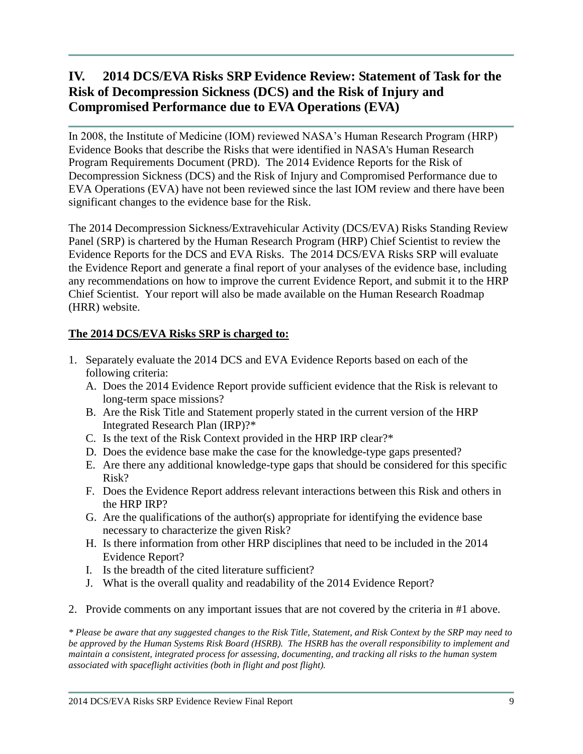## IV. 2014 DCS/EVA Risks SRP Evidence Review: Statement of Task for the Risk of Decompression Sickness (DCS) and the Risk of Injury and Compromised Performance due to EVA Operations (EVA)

In 2008, the Institute of Medicine (IOM) reviewed NASA's Human Research Program (HRP) Evidence Books that describe the Risks that were identified in NASA's Human Research Program Requirements Document (PRD). The 2014 Evidence Reports for the Risk of Decompression Sickness (DCS) and the Risk of Injury and Compromised Performance due to EVA Operations (EVA) have not been reviewed since the last IOM review and there have been significant changes to the evidence base for the Risk.

The 2014 Decompression Sickness/Extravehicular Activity (DCS/EVA) Risks Standing Review Panel (SRP) is chartered by the Human Research Program (HRP) Chief Scientist to review the Evidence Reports for the DCS and EVA Risks. The 2014 DCS/EVA Risks SRP will evaluate the Evidence Report and generate a final report of your analyses of the evidence base, including any recommendations on how to improve the current Evidence Report, and submit it to the HRP Chief Scientist. Your report will also be made available on the Human Research Roadmap (HRR) website.

**<u>The 2014 DCS/EVA Risks SRP is charged to:</u>**

1. Separately evaluate the 2014 DCS and EVA Evidence Reports based on each of the following criteria:
   A. Does the 2014 Evidence Report provide sufficient evidence that the Risk is relevant to long-term space missions?
   B. Are the Risk Title and Statement properly stated in the current version of the HRP Integrated Research Plan (IRP)?*
   C. Is the text of the Risk Context provided in the HRP IRP clear?*
   D. Does the evidence base make the case for the knowledge-type gaps presented?
   E. Are there any additional knowledge-type gaps that should be considered for this specific Risk?
   F. Does the Evidence Report address relevant interactions between this Risk and others in the HRP IRP?
   G. Are the qualifications of the author(s) appropriate for identifying the evidence base necessary to characterize the given Risk?
   H. Is there information from other HRP disciplines that need to be included in the 2014 Evidence Report?
   I. Is the breadth of the cited literature sufficient?
   J. What is the overall quality and readability of the 2014 Evidence Report?

2. Provide comments on any important issues that are not covered by the criteria in #1 above.

*\* Please be aware that any suggested changes to the Risk Title, Statement, and Risk Context by the SRP may need to be approved by the Human Systems Risk Board (HSRB). The HSRB has the overall responsibility to implement and maintain a consistent, integrated process for assessing, documenting, and tracking all risks to the human system associated with spaceflight activities (both in flight and post flight).*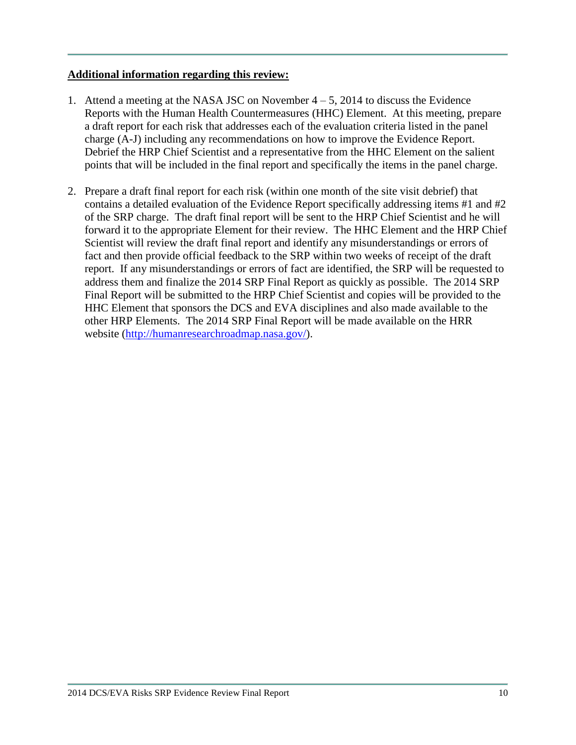**Additional information regarding this review:**

1. Attend a meeting at the NASA JSC on November 4 – 5, 2014 to discuss the Evidence Reports with the Human Health Countermeasures (HHC) Element. At this meeting, prepare a draft report for each risk that addresses each of the evaluation criteria listed in the panel charge (A-J) including any recommendations on how to improve the Evidence Report. Debrief the HRP Chief Scientist and a representative from the HHC Element on the salient points that will be included in the final report and specifically the items in the panel charge.

2. Prepare a draft final report for each risk (within one month of the site visit debrief) that contains a detailed evaluation of the Evidence Report specifically addressing items #1 and #2 of the SRP charge. The draft final report will be sent to the HRP Chief Scientist and he will forward it to the appropriate Element for their review. The HHC Element and the HRP Chief Scientist will review the draft final report and identify any misunderstandings or errors of fact and then provide official feedback to the SRP within two weeks of receipt of the draft report. If any misunderstandings or errors of fact are identified, the SRP will be requested to address them and finalize the 2014 SRP Final Report as quickly as possible. The 2014 SRP Final Report will be submitted to the HRP Chief Scientist and copies will be provided to the HHC Element that sponsors the DCS and EVA disciplines and also made available to the other HRP Elements. The 2014 SRP Final Report will be made available on the HRR website (http://humanresearchroadmap.nasa.gov/).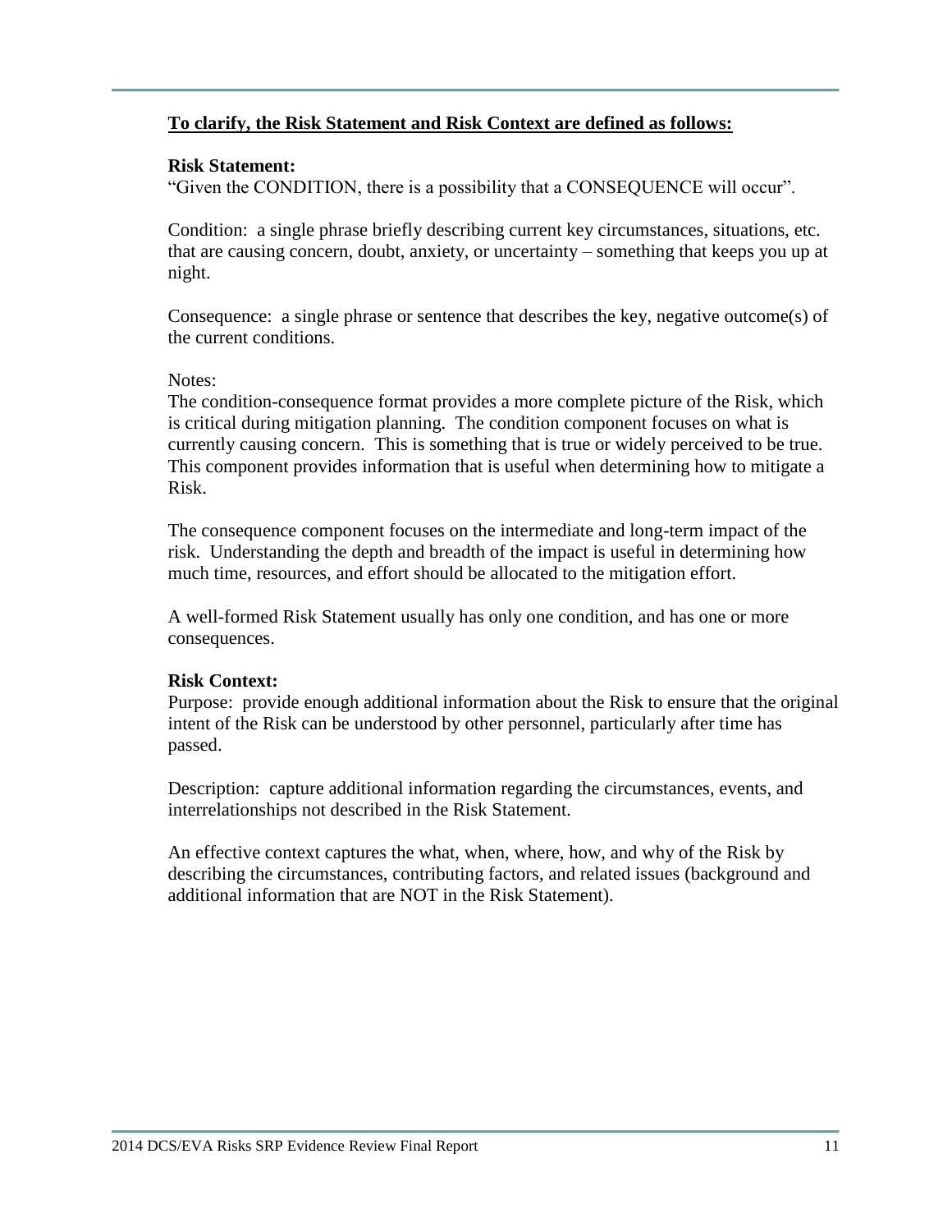**To clarify, the Risk Statement and Risk Context are defined as follows:**

**Risk Statement:**

"Given the CONDITION, there is a possibility that a CONSEQUENCE will occur".

Condition: a single phrase briefly describing current key circumstances, situations, etc. that are causing concern, doubt, anxiety, or uncertainty – something that keeps you up at night.

Consequence: a single phrase or sentence that describes the key, negative outcome(s) of the current conditions.

Notes:

The condition-consequence format provides a more complete picture of the Risk, which is critical during mitigation planning. The condition component focuses on what is currently causing concern. This is something that is true or widely perceived to be true. This component provides information that is useful when determining how to mitigate a Risk.

The consequence component focuses on the intermediate and long-term impact of the risk. Understanding the depth and breadth of the impact is useful in determining how much time, resources, and effort should be allocated to the mitigation effort.

A well-formed Risk Statement usually has only one condition, and has one or more consequences.

**Risk Context:**

Purpose: provide enough additional information about the Risk to ensure that the original intent of the Risk can be understood by other personnel, particularly after time has passed.

Description: capture additional information regarding the circumstances, events, and interrelationships not described in the Risk Statement.

An effective context captures the what, when, where, how, and why of the Risk by describing the circumstances, contributing factors, and related issues (background and additional information that are NOT in the Risk Statement).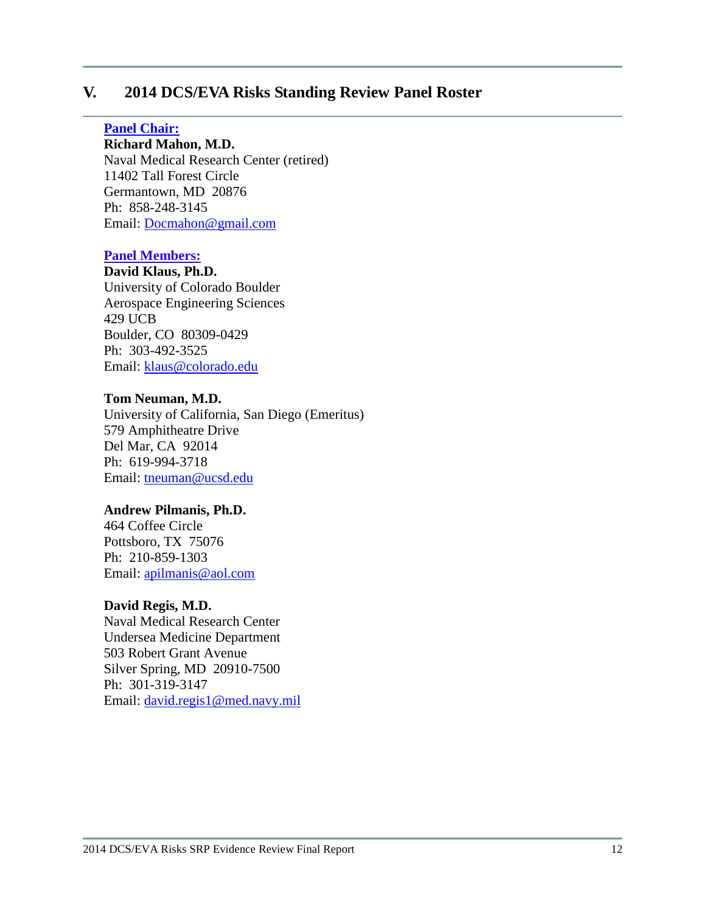## V. 2014 DCS/EVA Risks Standing Review Panel Roster

**Panel Chair:**

**Richard Mahon, M.D.**
Naval Medical Research Center (retired)
11402 Tall Forest Circle
Germantown, MD 20876
Ph: 858-248-3145
Email: Docmahon@gmail.com

**Panel Members:**

**David Klaus, Ph.D.**
University of Colorado Boulder
Aerospace Engineering Sciences
429 UCB
Boulder, CO 80309-0429
Ph: 303-492-3525
Email: klaus@colorado.edu

**Tom Neuman, M.D.**
University of California, San Diego (Emeritus)
579 Amphitheatre Drive
Del Mar, CA 92014
Ph: 619-994-3718
Email: tneuman@ucsd.edu

**Andrew Pilmanis, Ph.D.**
464 Coffee Circle
Pottsboro, TX 75076
Ph: 210-859-1303
Email: apilmanis@aol.com

**David Regis, M.D.**
Naval Medical Research Center
Undersea Medicine Department
503 Robert Grant Avenue
Silver Spring, MD 20910-7500
Ph: 301-319-3147
Email: david.regis1@med.navy.mil